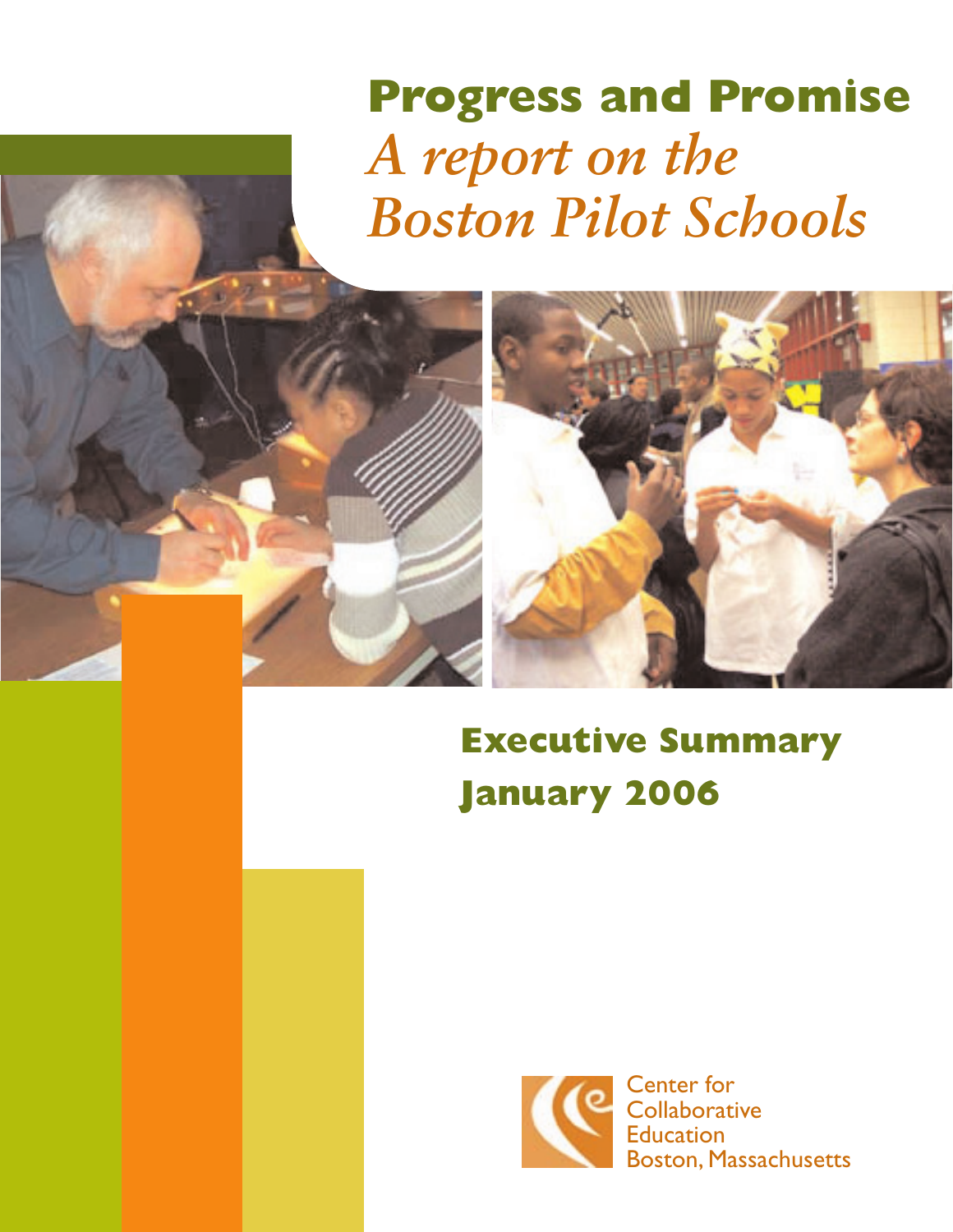# Progress and Promise

*A report on the Boston Pilot Schools*

## Executive Summary

## January 2006

Center for Collaborative Education
Boston, Massachusetts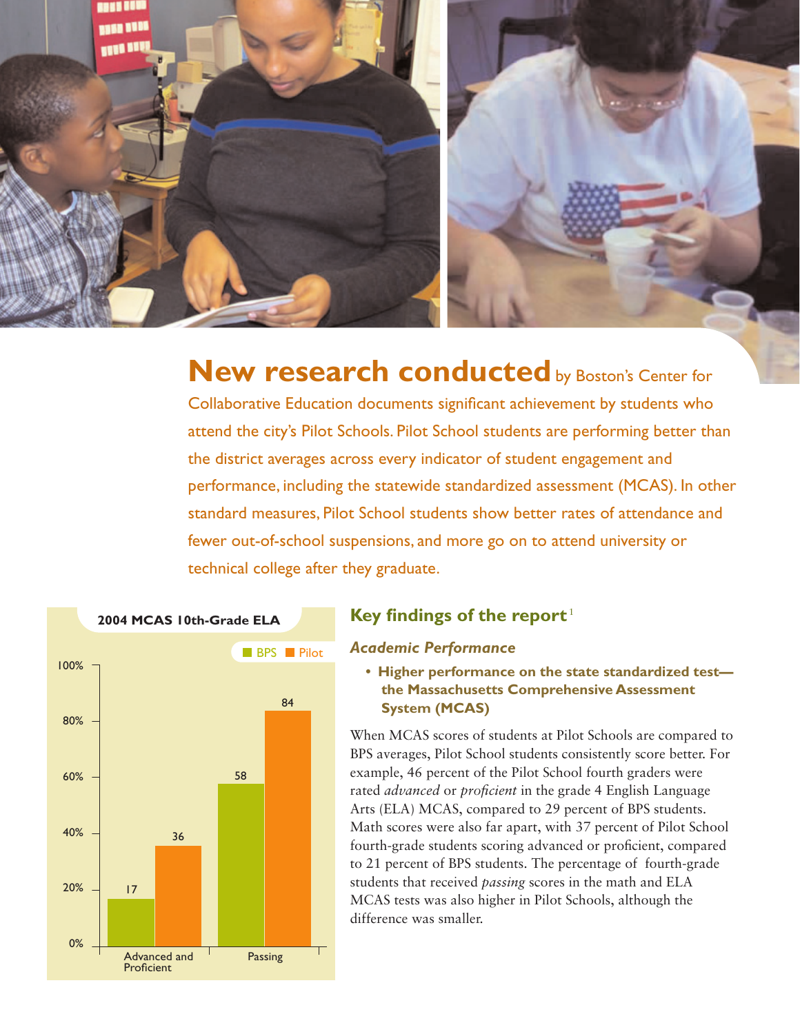**New research conducted** by Boston's Center for Collaborative Education documents significant achievement by students who attend the city's Pilot Schools. Pilot School students are performing better than the district averages across every indicator of student engagement and performance, including the statewide standardized assessment (MCAS). In other standard measures, Pilot School students show better rates of attendance and fewer out-of-school suspensions, and more go on to attend university or technical college after they graduate.

**2004 MCAS 10th-Grade ELA**

| | BPS | Pilot |
|---|---|---|
| Advanced and Proficient | 17 | 36 |
| Passing | 58 | 84 |

## Key findings of the report[1]

### *Academic Performance*

- **Higher performance on the state standardized test—the Massachusetts Comprehensive Assessment System (MCAS)**

When MCAS scores of students at Pilot Schools are compared to BPS averages, Pilot School students consistently score better. For example, 46 percent of the Pilot School fourth graders were rated *advanced* or *proficient* in the grade 4 English Language Arts (ELA) MCAS, compared to 29 percent of BPS students. Math scores were also far apart, with 37 percent of Pilot School fourth-grade students scoring advanced or proficient, compared to 21 percent of BPS students. The percentage of fourth-grade students that received *passing* scores in the math and ELA MCAS tests was also higher in Pilot Schools, although the difference was smaller.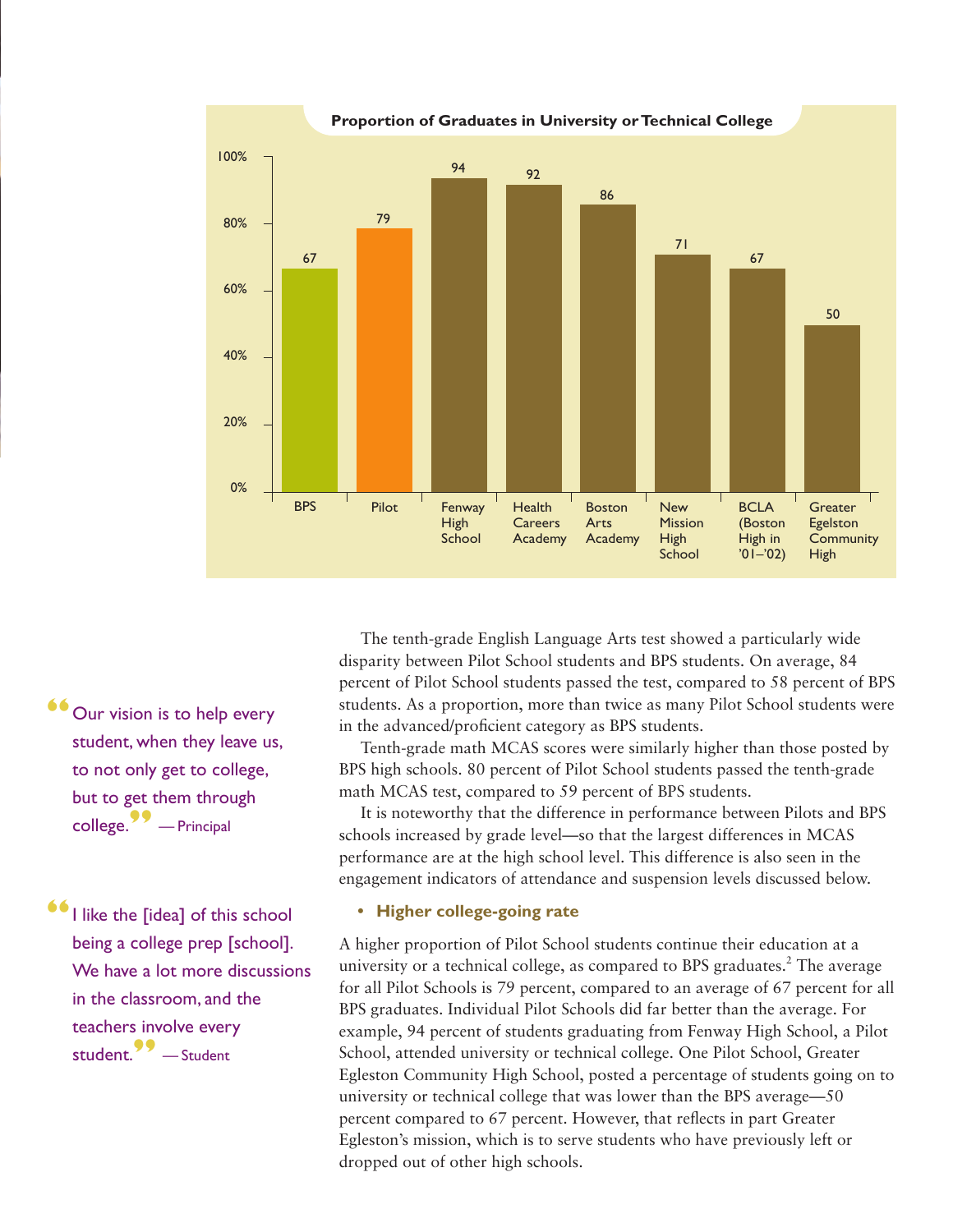**Proportion of Graduates in University or Technical College**

| School | Percent |
|---|---|
| BPS | 67 |
| Pilot | 79 |
| Fenway High School | 94 |
| Health Careers Academy | 92 |
| Boston Arts Academy | 86 |
| New Mission High School | 71 |
| BCLA (Boston High in '01–'02) | 67 |
| Greater Egelston Community High | 50 |

> "Our vision is to help every student, when they leave us, to not only get to college, but to get them through college." — Principal

> "I like the [idea] of this school being a college prep [school]. We have a lot more discussions in the classroom, and the teachers involve every student." — Student

The tenth-grade English Language Arts test showed a particularly wide disparity between Pilot School students and BPS students. On average, 84 percent of Pilot School students passed the test, compared to 58 percent of BPS students. As a proportion, more than twice as many Pilot School students were in the advanced/proficient category as BPS students.

Tenth-grade math MCAS scores were similarly higher than those posted by BPS high schools. 80 percent of Pilot School students passed the tenth-grade math MCAS test, compared to 59 percent of BPS students.

It is noteworthy that the difference in performance between Pilots and BPS schools increased by grade level—so that the largest differences in MCAS performance are at the high school level. This difference is also seen in the engagement indicators of attendance and suspension levels discussed below.

- **Higher college-going rate**

A higher proportion of Pilot School students continue their education at a university or a technical college, as compared to BPS graduates.[2] The average for all Pilot Schools is 79 percent, compared to an average of 67 percent for all BPS graduates. Individual Pilot Schools did far better than the average. For example, 94 percent of students graduating from Fenway High School, a Pilot School, attended university or technical college. One Pilot School, Greater Egleston Community High School, posted a percentage of students going on to university or technical college that was lower than the BPS average—50 percent compared to 67 percent. However, that reflects in part Greater Egleston's mission, which is to serve students who have previously left or dropped out of other high schools.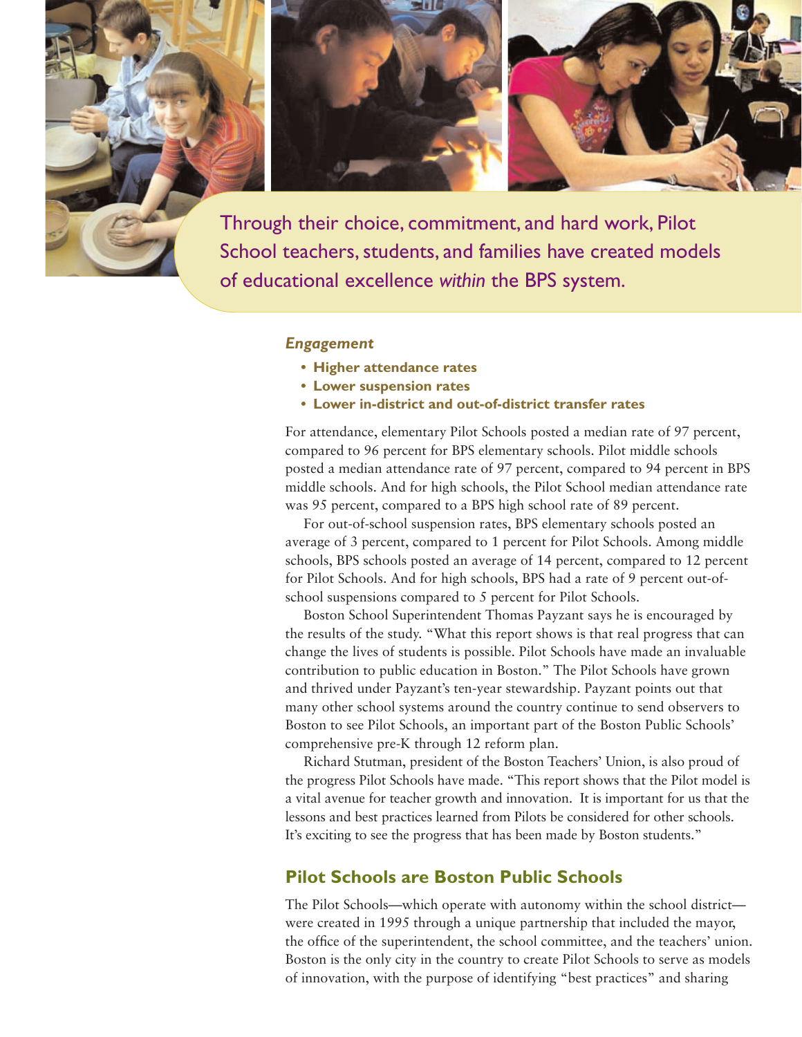Through their choice, commitment, and hard work, Pilot School teachers, students, and families have created models of educational excellence *within* the BPS system.

***Engagement***

- **Higher attendance rates**
- **Lower suspension rates**
- **Lower in-district and out-of-district transfer rates**

For attendance, elementary Pilot Schools posted a median rate of 97 percent, compared to 96 percent for BPS elementary schools. Pilot middle schools posted a median attendance rate of 97 percent, compared to 94 percent in BPS middle schools. And for high schools, the Pilot School median attendance rate was 95 percent, compared to a BPS high school rate of 89 percent.

For out-of-school suspension rates, BPS elementary schools posted an average of 3 percent, compared to 1 percent for Pilot Schools. Among middle schools, BPS schools posted an average of 14 percent, compared to 12 percent for Pilot Schools. And for high schools, BPS had a rate of 9 percent out-of-school suspensions compared to 5 percent for Pilot Schools.

Boston School Superintendent Thomas Payzant says he is encouraged by the results of the study. "What this report shows is that real progress that can change the lives of students is possible. Pilot Schools have made an invaluable contribution to public education in Boston." The Pilot Schools have grown and thrived under Payzant's ten-year stewardship. Payzant points out that many other school systems around the country continue to send observers to Boston to see Pilot Schools, an important part of the Boston Public Schools' comprehensive pre-K through 12 reform plan.

Richard Stutman, president of the Boston Teachers' Union, is also proud of the progress Pilot Schools have made. "This report shows that the Pilot model is a vital avenue for teacher growth and innovation. It is important for us that the lessons and best practices learned from Pilots be considered for other schools. It's exciting to see the progress that has been made by Boston students."

## Pilot Schools are Boston Public Schools

The Pilot Schools—which operate with autonomy within the school district—were created in 1995 through a unique partnership that included the mayor, the office of the superintendent, the school committee, and the teachers' union. Boston is the only city in the country to create Pilot Schools to serve as models of innovation, with the purpose of identifying "best practices" and sharing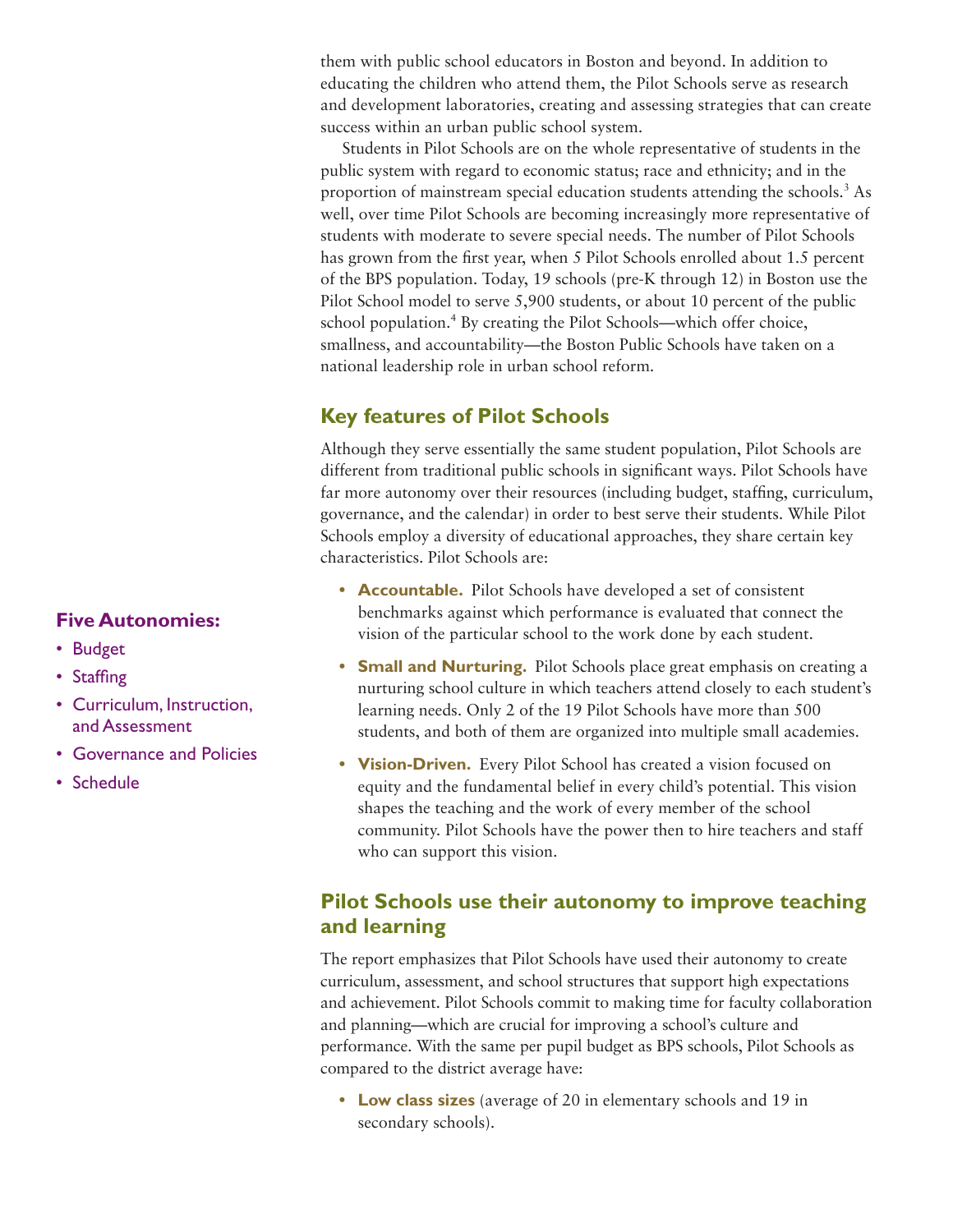them with public school educators in Boston and beyond. In addition to educating the children who attend them, the Pilot Schools serve as research and development laboratories, creating and assessing strategies that can create success within an urban public school system.

Students in Pilot Schools are on the whole representative of students in the public system with regard to economic status; race and ethnicity; and in the proportion of mainstream special education students attending the schools.[3] As well, over time Pilot Schools are becoming increasingly more representative of students with moderate to severe special needs. The number of Pilot Schools has grown from the first year, when 5 Pilot Schools enrolled about 1.5 percent of the BPS population. Today, 19 schools (pre-K through 12) in Boston use the Pilot School model to serve 5,900 students, or about 10 percent of the public school population.[4] By creating the Pilot Schools—which offer choice, smallness, and accountability—the Boston Public Schools have taken on a national leadership role in urban school reform.

## Key features of Pilot Schools

Although they serve essentially the same student population, Pilot Schools are different from traditional public schools in significant ways. Pilot Schools have far more autonomy over their resources (including budget, staffing, curriculum, governance, and the calendar) in order to best serve their students. While Pilot Schools employ a diversity of educational approaches, they share certain key characteristics. Pilot Schools are:

- **Accountable.** Pilot Schools have developed a set of consistent benchmarks against which performance is evaluated that connect the vision of the particular school to the work done by each student.
- **Small and Nurturing.** Pilot Schools place great emphasis on creating a nurturing school culture in which teachers attend closely to each student's learning needs. Only 2 of the 19 Pilot Schools have more than 500 students, and both of them are organized into multiple small academies.
- **Vision-Driven.** Every Pilot School has created a vision focused on equity and the fundamental belief in every child's potential. This vision shapes the teaching and the work of every member of the school community. Pilot Schools have the power then to hire teachers and staff who can support this vision.

### Five Autonomies:

- Budget
- Staffing
- Curriculum, Instruction, and Assessment
- Governance and Policies
- Schedule

## Pilot Schools use their autonomy to improve teaching and learning

The report emphasizes that Pilot Schools have used their autonomy to create curriculum, assessment, and school structures that support high expectations and achievement. Pilot Schools commit to making time for faculty collaboration and planning—which are crucial for improving a school's culture and performance. With the same per pupil budget as BPS schools, Pilot Schools as compared to the district average have:

- **Low class sizes** (average of 20 in elementary schools and 19 in secondary schools).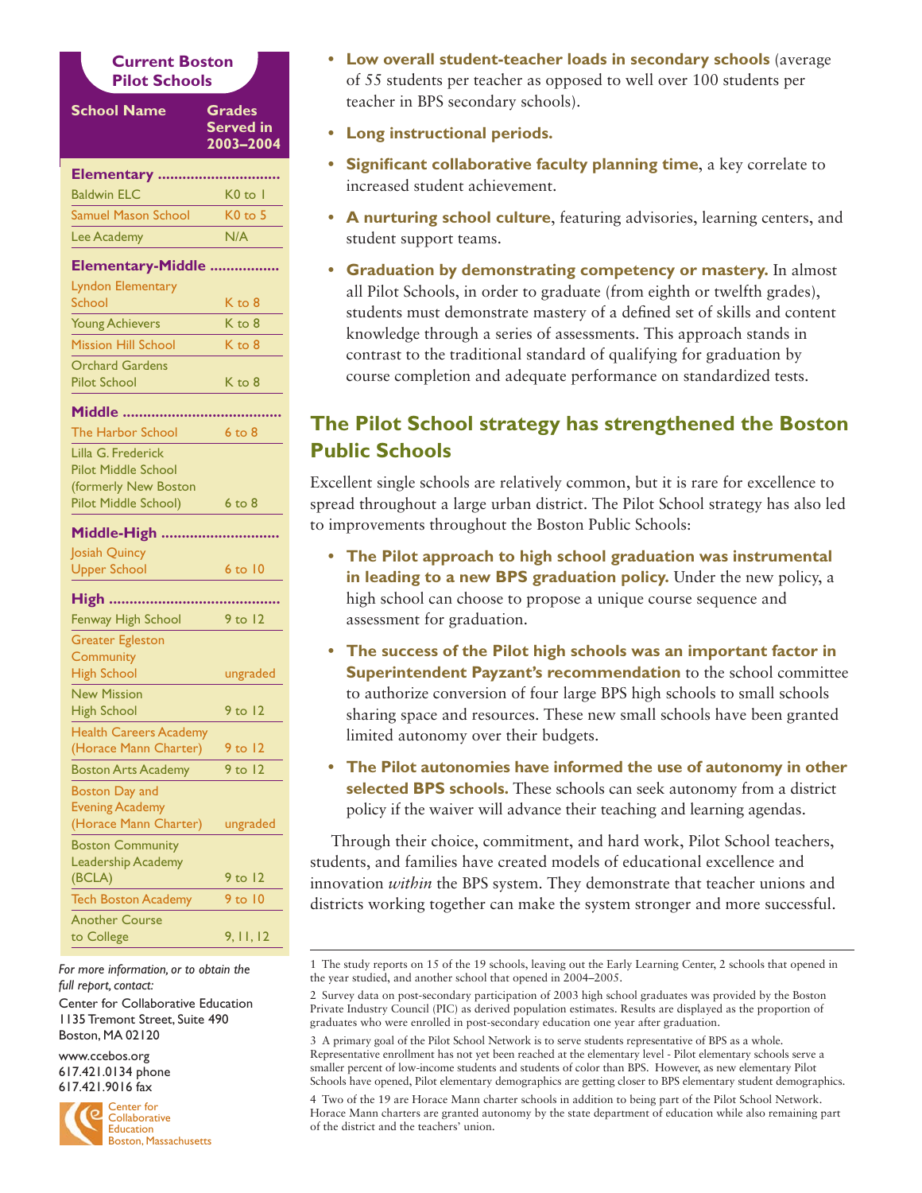## Current Boston Pilot Schools

| School Name | Grades Served in 2003–2004 |
| --- | --- |
| **Elementary** | |
| Baldwin ELC | K0 to 1 |
| Samuel Mason School | K0 to 5 |
| Lee Academy | N/A |
| **Elementary-Middle** | |
| Lyndon Elementary School | K to 8 |
| Young Achievers | K to 8 |
| Mission Hill School | K to 8 |
| Orchard Gardens Pilot School | K to 8 |
| **Middle** | |
| The Harbor School | 6 to 8 |
| Lilla G. Frederick Pilot Middle School (formerly New Boston Pilot Middle School) | 6 to 8 |
| **Middle-High** | |
| Josiah Quincy Upper School | 6 to 10 |
| **High** | |
| Fenway High School | 9 to 12 |
| Greater Egleston Community High School | ungraded |
| New Mission High School | 9 to 12 |
| Health Careers Academy (Horace Mann Charter) | 9 to 12 |
| Boston Arts Academy | 9 to 12 |
| Boston Day and Evening Academy (Horace Mann Charter) | ungraded |
| Boston Community Leadership Academy (BCLA) | 9 to 12 |
| Tech Boston Academy | 9 to 10 |
| Another Course to College | 9, 11, 12 |

*For more information, or to obtain the full report, contact:*

Center for Collaborative Education
1135 Tremont Street, Suite 490
Boston, MA 02120

www.ccebos.org
617.421.0134 phone
617.421.9016 fax

Center for Collaborative Education
Boston, Massachusetts

- **Low overall student-teacher loads in secondary schools** (average of 55 students per teacher as opposed to well over 100 students per teacher in BPS secondary schools).
- **Long instructional periods.**
- **Significant collaborative faculty planning time**, a key correlate to increased student achievement.
- **A nurturing school culture**, featuring advisories, learning centers, and student support teams.
- **Graduation by demonstrating competency or mastery.** In almost all Pilot Schools, in order to graduate (from eighth or twelfth grades), students must demonstrate mastery of a defined set of skills and content knowledge through a series of assessments. This approach stands in contrast to the traditional standard of qualifying for graduation by course completion and adequate performance on standardized tests.

## The Pilot School strategy has strengthened the Boston Public Schools

Excellent single schools are relatively common, but it is rare for excellence to spread throughout a large urban district. The Pilot School strategy has also led to improvements throughout the Boston Public Schools:

- **The Pilot approach to high school graduation was instrumental in leading to a new BPS graduation policy.** Under the new policy, a high school can choose to propose a unique course sequence and assessment for graduation.
- **The success of the Pilot high schools was an important factor in Superintendent Payzant's recommendation** to the school committee to authorize conversion of four large BPS high schools to small schools sharing space and resources. These new small schools have been granted limited autonomy over their budgets.
- **The Pilot autonomies have informed the use of autonomy in other selected BPS schools.** These schools can seek autonomy from a district policy if the waiver will advance their teaching and learning agendas.

Through their choice, commitment, and hard work, Pilot School teachers, students, and families have created models of educational excellence and innovation *within* the BPS system. They demonstrate that teacher unions and districts working together can make the system stronger and more successful.

---

1 The study reports on 15 of the 19 schools, leaving out the Early Learning Center, 2 schools that opened in the year studied, and another school that opened in 2004–2005.

2 Survey data on post-secondary participation of 2003 high school graduates was provided by the Boston Private Industry Council (PIC) as derived population estimates. Results are displayed as the proportion of graduates who were enrolled in post-secondary education one year after graduation.

3 A primary goal of the Pilot School Network is to serve students representative of BPS as a whole. Representative enrollment has not yet been reached at the elementary level - Pilot elementary schools serve a smaller percent of low-income students and students of color than BPS. However, as new elementary Pilot Schools have opened, Pilot elementary demographics are getting closer to BPS elementary student demographics.

4 Two of the 19 are Horace Mann charter schools in addition to being part of the Pilot School Network. Horace Mann charters are granted autonomy by the state department of education while also remaining part of the district and the teachers' union.